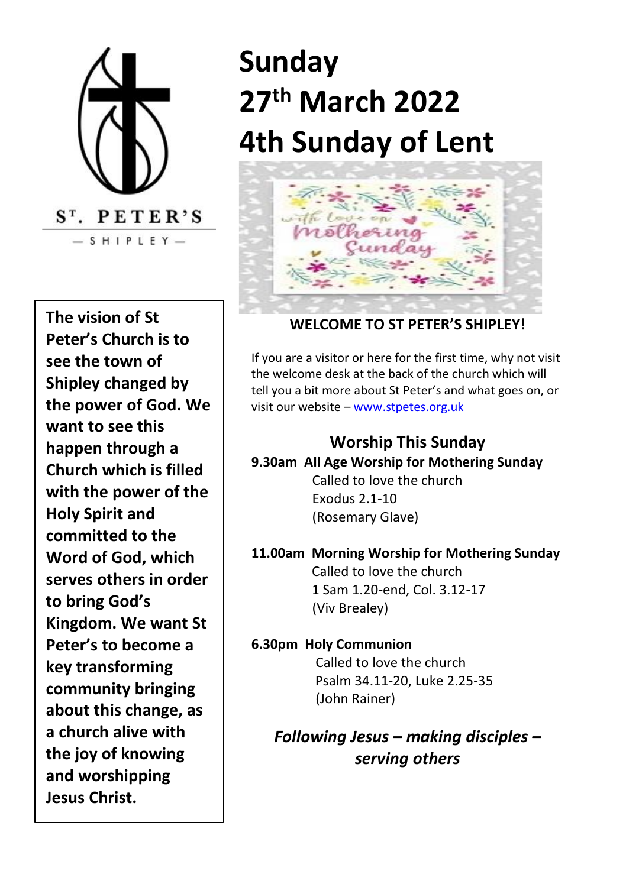ST. PETER'S

— SHIPLEY —

# Sunday 27th March 2022 4th Sunday of Lent

**The vision of St Peter's Church is to see the town of Shipley changed by the power of God. We want to see this happen through a Church which is filled with the power of the Holy Spirit and committed to the Word of God, which serves others in order to bring God's Kingdom. We want St Peter's to become a key transforming community bringing about this change, as a church alive with the joy of knowing and worshipping Jesus Christ.**

**WELCOME TO ST PETER'S SHIPLEY!**

If you are a visitor or here for the first time, why not visit the welcome desk at the back of the church which will tell you a bit more about St Peter's and what goes on, or visit our website – www.stpetes.org.uk

## Worship This Sunday

**9.30am All Age Worship for Mothering Sunday**
Called to love the church
Exodus 2.1-10
(Rosemary Glave)

**11.00am Morning Worship for Mothering Sunday**
Called to love the church
1 Sam 1.20-end, Col. 3.12-17
(Viv Brealey)

**6.30pm Holy Communion**
Called to love the church
Psalm 34.11-20, Luke 2.25-35
(John Rainer)

***Following Jesus – making disciples – serving others***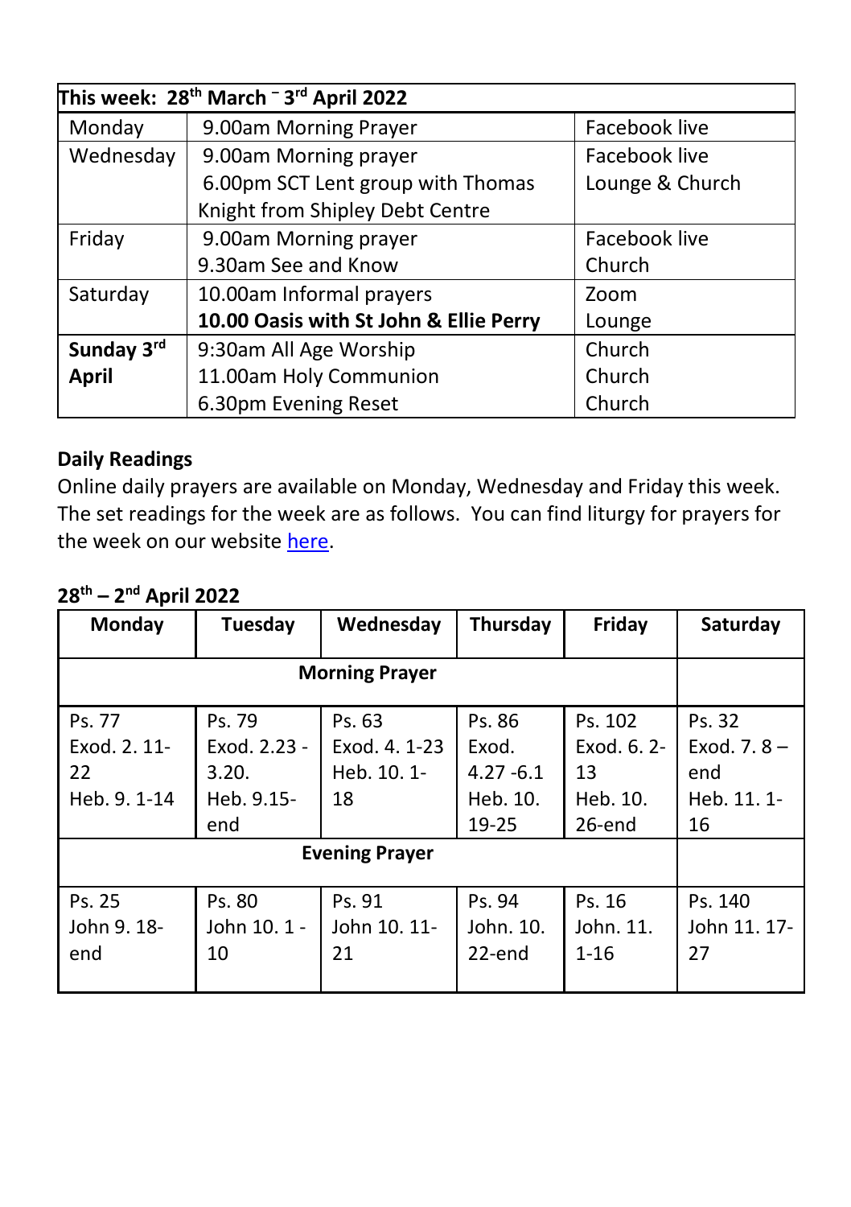| This week: 28th March – 3rd April 2022 | | |
|---|---|---|
| Monday | 9.00am Morning Prayer | Facebook live |
| Wednesday | 9.00am Morning prayer<br>6.00pm SCT Lent group with Thomas Knight from Shipley Debt Centre | Facebook live<br>Lounge & Church |
| Friday | 9.00am Morning prayer<br>9.30am See and Know | Facebook live<br>Church |
| Saturday | 10.00am Informal prayers<br>**10.00 Oasis with St John & Ellie Perry** | Zoom<br>Lounge |
| **Sunday 3rd April** | 9:30am All Age Worship<br>11.00am Holy Communion<br>6.30pm Evening Reset | Church<br>Church<br>Church |

**Daily Readings**

Online daily prayers are available on Monday, Wednesday and Friday this week. The set readings for the week are as follows. You can find liturgy for prayers for the week on our website here.

**28th – 2nd April 2022**

| Monday | Tuesday | Wednesday | Thursday | Friday | Saturday |
|---|---|---|---|---|---|
| **Morning Prayer** | | | | | |
| Ps. 77<br>Exod. 2. 11-22<br>Heb. 9. 1-14 | Ps. 79<br>Exod. 2.23 - 3.20.<br>Heb. 9.15-end | Ps. 63<br>Exod. 4. 1-23<br>Heb. 10. 1-18 | Ps. 86<br>Exod. 4.27 -6.1<br>Heb. 10. 19-25 | Ps. 102<br>Exod. 6. 2-13<br>Heb. 10. 26-end | Ps. 32<br>Exod. 7. 8 – end<br>Heb. 11. 1-16 |
| **Evening Prayer** | | | | | |
| Ps. 25<br>John 9. 18-end | Ps. 80<br>John 10. 1 - 10 | Ps. 91<br>John 10. 11-21 | Ps. 94<br>John. 10. 22-end | Ps. 16<br>John. 11. 1-16 | Ps. 140<br>John 11. 17-27 |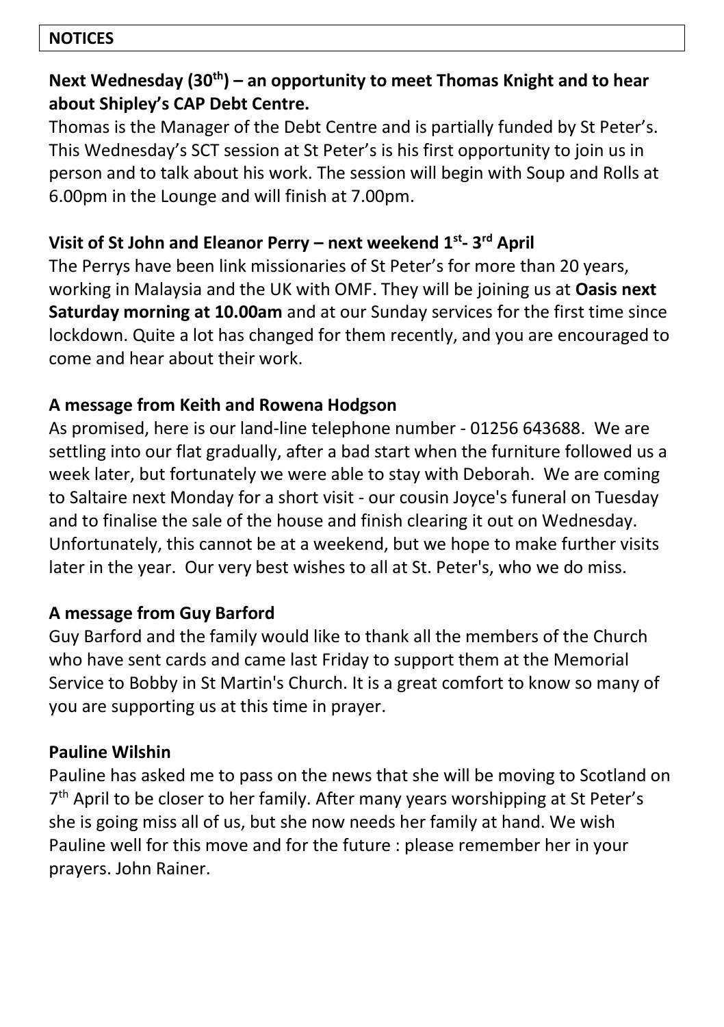## NOTICES

**Next Wednesday (30th) – an opportunity to meet Thomas Knight and to hear about Shipley's CAP Debt Centre.**

Thomas is the Manager of the Debt Centre and is partially funded by St Peter's. This Wednesday's SCT session at St Peter's is his first opportunity to join us in person and to talk about his work. The session will begin with Soup and Rolls at 6.00pm in the Lounge and will finish at 7.00pm.

**Visit of St John and Eleanor Perry – next weekend 1st- 3rd April**

The Perrys have been link missionaries of St Peter's for more than 20 years, working in Malaysia and the UK with OMF. They will be joining us at **Oasis next Saturday morning at 10.00am** and at our Sunday services for the first time since lockdown. Quite a lot has changed for them recently, and you are encouraged to come and hear about their work.

**A message from Keith and Rowena Hodgson**

As promised, here is our land-line telephone number - 01256 643688. We are settling into our flat gradually, after a bad start when the furniture followed us a week later, but fortunately we were able to stay with Deborah. We are coming to Saltaire next Monday for a short visit - our cousin Joyce's funeral on Tuesday and to finalise the sale of the house and finish clearing it out on Wednesday. Unfortunately, this cannot be at a weekend, but we hope to make further visits later in the year. Our very best wishes to all at St. Peter's, who we do miss.

**A message from Guy Barford**

Guy Barford and the family would like to thank all the members of the Church who have sent cards and came last Friday to support them at the Memorial Service to Bobby in St Martin's Church. It is a great comfort to know so many of you are supporting us at this time in prayer.

**Pauline Wilshin**

Pauline has asked me to pass on the news that she will be moving to Scotland on 7th April to be closer to her family. After many years worshipping at St Peter's she is going miss all of us, but she now needs her family at hand. We wish Pauline well for this move and for the future : please remember her in your prayers. John Rainer.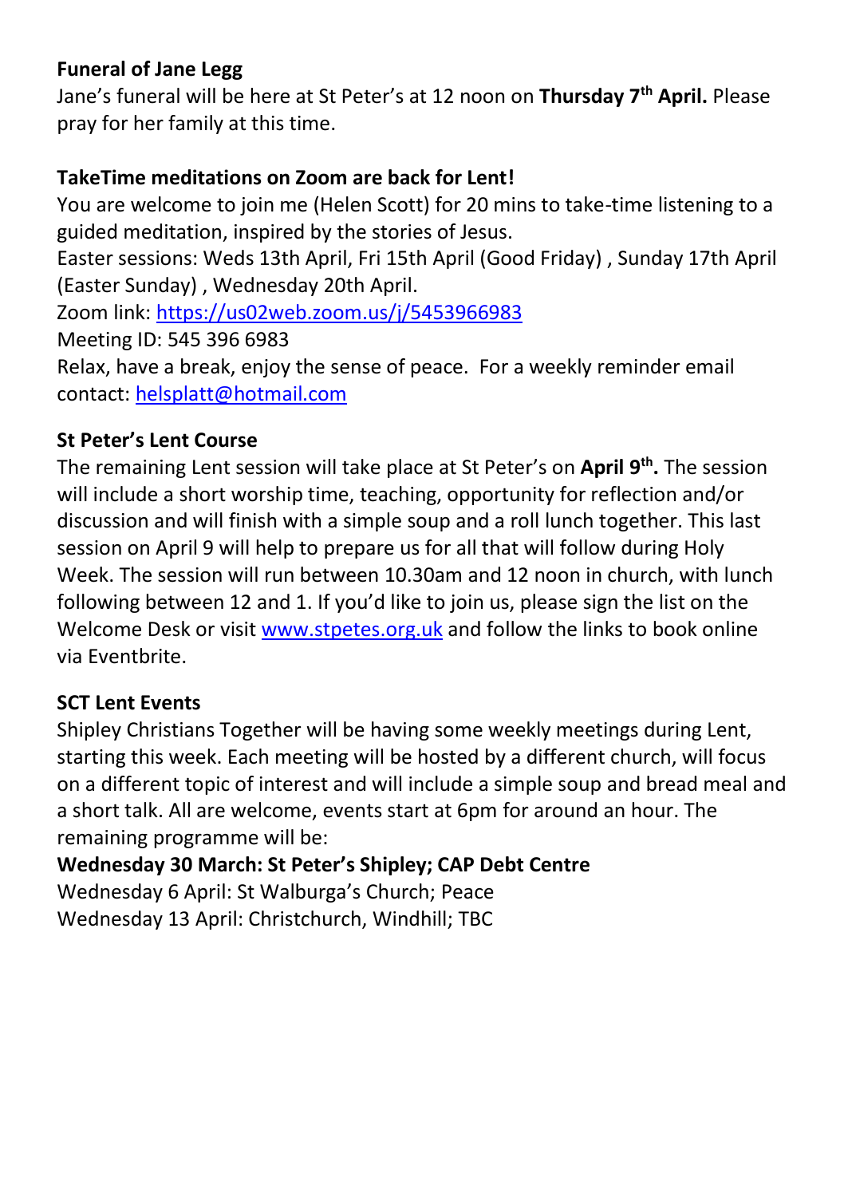**Funeral of Jane Legg**

Jane's funeral will be here at St Peter's at 12 noon on **Thursday 7th April.** Please pray for her family at this time.

**TakeTime meditations on Zoom are back for Lent!**

You are welcome to join me (Helen Scott) for 20 mins to take-time listening to a guided meditation, inspired by the stories of Jesus.

Easter sessions: Weds 13th April, Fri 15th April (Good Friday) , Sunday 17th April (Easter Sunday) , Wednesday 20th April.

Zoom link: https://us02web.zoom.us/j/5453966983

Meeting ID: 545 396 6983

Relax, have a break, enjoy the sense of peace. For a weekly reminder email contact: helsplatt@hotmail.com

**St Peter's Lent Course**

The remaining Lent session will take place at St Peter's on **April 9th.** The session will include a short worship time, teaching, opportunity for reflection and/or discussion and will finish with a simple soup and a roll lunch together. This last session on April 9 will help to prepare us for all that will follow during Holy Week. The session will run between 10.30am and 12 noon in church, with lunch following between 12 and 1. If you'd like to join us, please sign the list on the Welcome Desk or visit www.stpetes.org.uk and follow the links to book online via Eventbrite.

**SCT Lent Events**

Shipley Christians Together will be having some weekly meetings during Lent, starting this week. Each meeting will be hosted by a different church, will focus on a different topic of interest and will include a simple soup and bread meal and a short talk. All are welcome, events start at 6pm for around an hour. The remaining programme will be:

**Wednesday 30 March: St Peter's Shipley; CAP Debt Centre**
Wednesday 6 April: St Walburga's Church; Peace
Wednesday 13 April: Christchurch, Windhill; TBC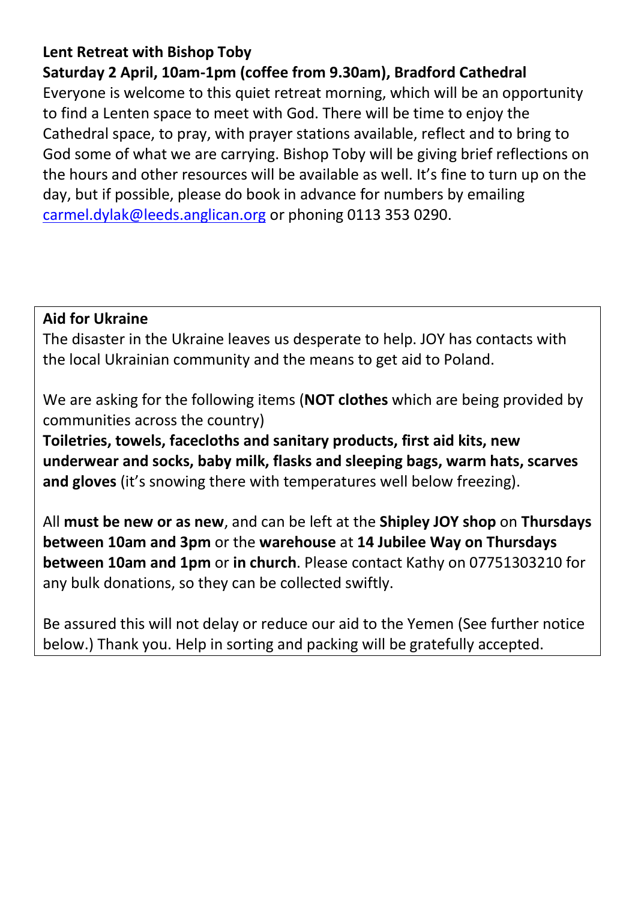**Lent Retreat with Bishop Toby**

**Saturday 2 April, 10am-1pm (coffee from 9.30am), Bradford Cathedral**

Everyone is welcome to this quiet retreat morning, which will be an opportunity to find a Lenten space to meet with God. There will be time to enjoy the Cathedral space, to pray, with prayer stations available, reflect and to bring to God some of what we are carrying. Bishop Toby will be giving brief reflections on the hours and other resources will be available as well. It's fine to turn up on the day, but if possible, please do book in advance for numbers by emailing carmel.dylak@leeds.anglican.org or phoning 0113 353 0290.

**Aid for Ukraine**

The disaster in the Ukraine leaves us desperate to help. JOY has contacts with the local Ukrainian community and the means to get aid to Poland.

We are asking for the following items (**NOT clothes** which are being provided by communities across the country)

**Toiletries, towels, facecloths and sanitary products, first aid kits, new underwear and socks, baby milk, flasks and sleeping bags, warm hats, scarves and gloves** (it's snowing there with temperatures well below freezing).

All **must be new or as new**, and can be left at the **Shipley JOY shop** on **Thursdays between 10am and 3pm** or the **warehouse** at **14 Jubilee Way on Thursdays between 10am and 1pm** or **in church**. Please contact Kathy on 07751303210 for any bulk donations, so they can be collected swiftly.

Be assured this will not delay or reduce our aid to the Yemen (See further notice below.) Thank you. Help in sorting and packing will be gratefully accepted.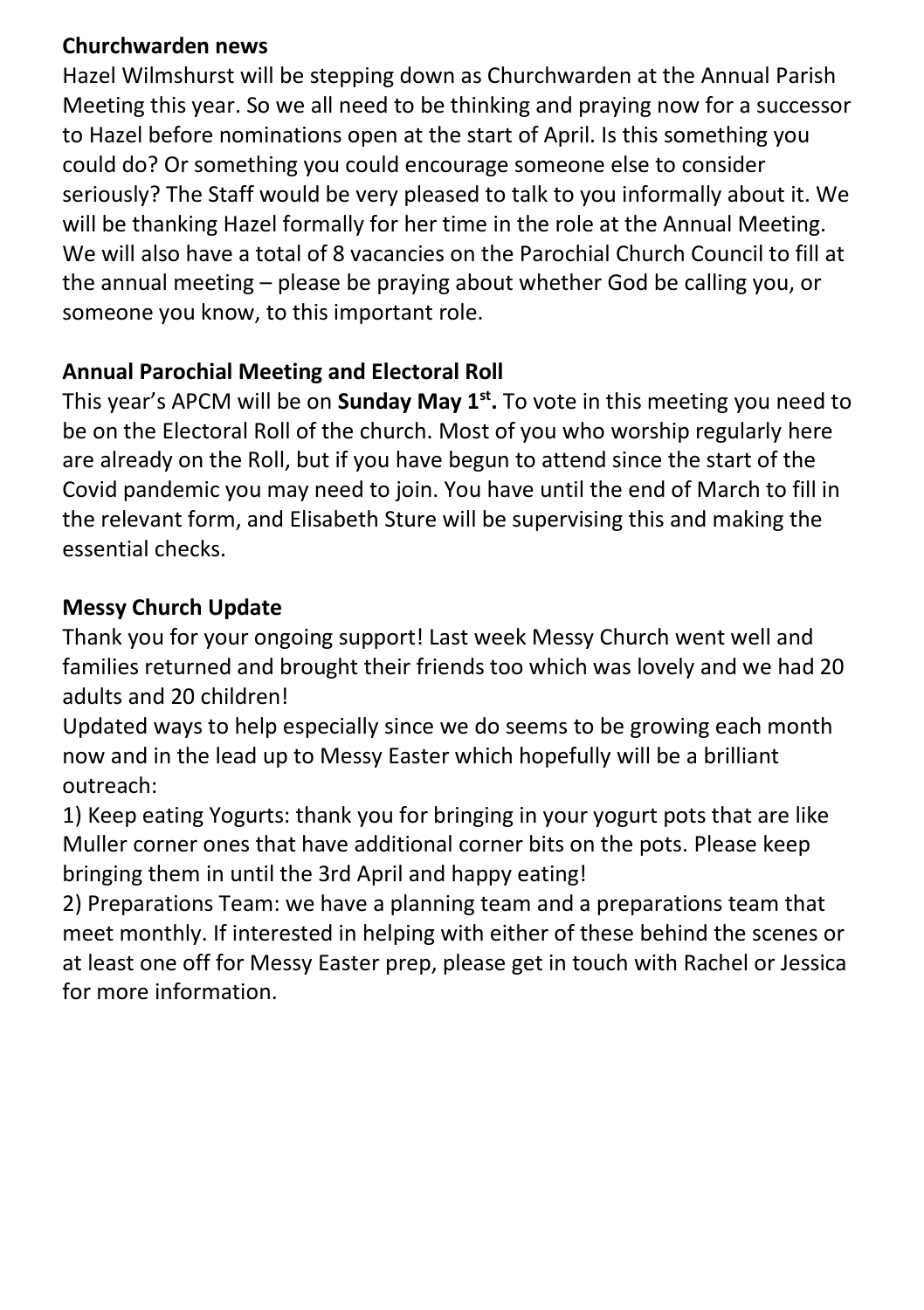**Churchwarden news**

Hazel Wilmshurst will be stepping down as Churchwarden at the Annual Parish Meeting this year. So we all need to be thinking and praying now for a successor to Hazel before nominations open at the start of April. Is this something you could do? Or something you could encourage someone else to consider seriously? The Staff would be very pleased to talk to you informally about it. We will be thanking Hazel formally for her time in the role at the Annual Meeting. We will also have a total of 8 vacancies on the Parochial Church Council to fill at the annual meeting – please be praying about whether God be calling you, or someone you know, to this important role.

**Annual Parochial Meeting and Electoral Roll**

This year's APCM will be on **Sunday May 1st.** To vote in this meeting you need to be on the Electoral Roll of the church. Most of you who worship regularly here are already on the Roll, but if you have begun to attend since the start of the Covid pandemic you may need to join. You have until the end of March to fill in the relevant form, and Elisabeth Sture will be supervising this and making the essential checks.

**Messy Church Update**

Thank you for your ongoing support! Last week Messy Church went well and families returned and brought their friends too which was lovely and we had 20 adults and 20 children!

Updated ways to help especially since we do seems to be growing each month now and in the lead up to Messy Easter which hopefully will be a brilliant outreach:

1) Keep eating Yogurts: thank you for bringing in your yogurt pots that are like Muller corner ones that have additional corner bits on the pots. Please keep bringing them in until the 3rd April and happy eating!

2) Preparations Team: we have a planning team and a preparations team that meet monthly. If interested in helping with either of these behind the scenes or at least one off for Messy Easter prep, please get in touch with Rachel or Jessica for more information.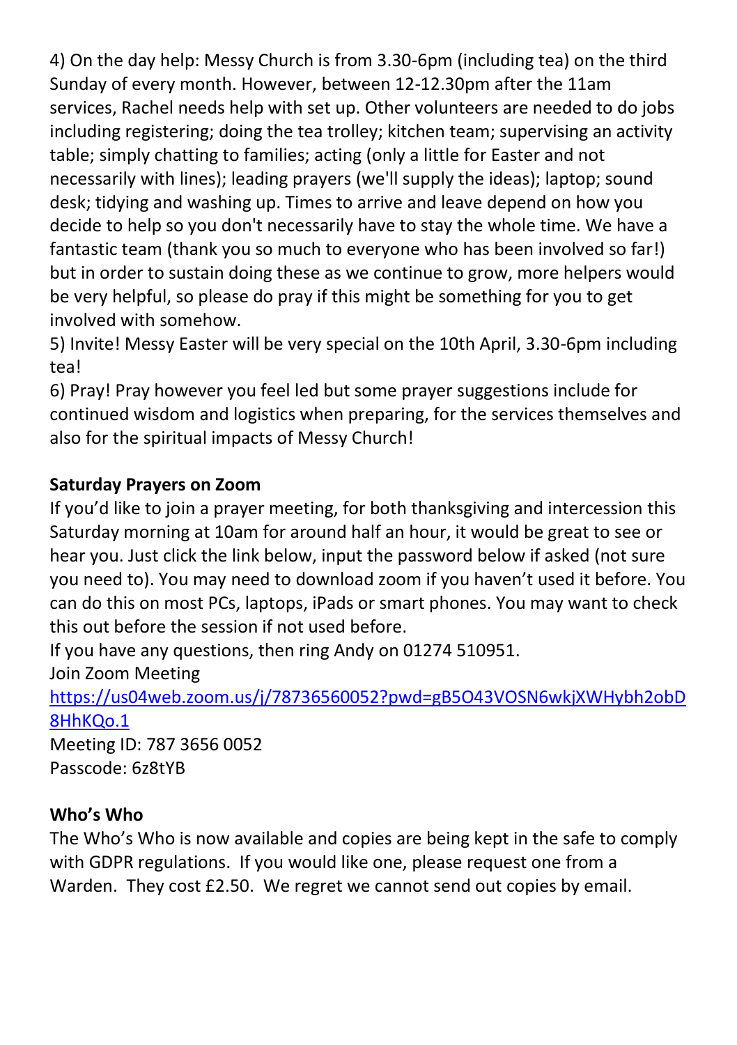4) On the day help: Messy Church is from 3.30-6pm (including tea) on the third Sunday of every month. However, between 12-12.30pm after the 11am services, Rachel needs help with set up. Other volunteers are needed to do jobs including registering; doing the tea trolley; kitchen team; supervising an activity table; simply chatting to families; acting (only a little for Easter and not necessarily with lines); leading prayers (we'll supply the ideas); laptop; sound desk; tidying and washing up. Times to arrive and leave depend on how you decide to help so you don't necessarily have to stay the whole time. We have a fantastic team (thank you so much to everyone who has been involved so far!) but in order to sustain doing these as we continue to grow, more helpers would be very helpful, so please do pray if this might be something for you to get involved with somehow.

5) Invite! Messy Easter will be very special on the 10th April, 3.30-6pm including tea!

6) Pray! Pray however you feel led but some prayer suggestions include for continued wisdom and logistics when preparing, for the services themselves and also for the spiritual impacts of Messy Church!

**Saturday Prayers on Zoom**

If you'd like to join a prayer meeting, for both thanksgiving and intercession this Saturday morning at 10am for around half an hour, it would be great to see or hear you. Just click the link below, input the password below if asked (not sure you need to). You may need to download zoom if you haven't used it before. You can do this on most PCs, laptops, iPads or smart phones. You may want to check this out before the session if not used before.

If you have any questions, then ring Andy on 01274 510951.

Join Zoom Meeting

https://us04web.zoom.us/j/78736560052?pwd=gB5O43VOSN6wkjXWHybh2obD8HhKQo.1

Meeting ID: 787 3656 0052

Passcode: 6z8tYB

**Who's Who**

The Who's Who is now available and copies are being kept in the safe to comply with GDPR regulations. If you would like one, please request one from a Warden. They cost £2.50. We regret we cannot send out copies by email.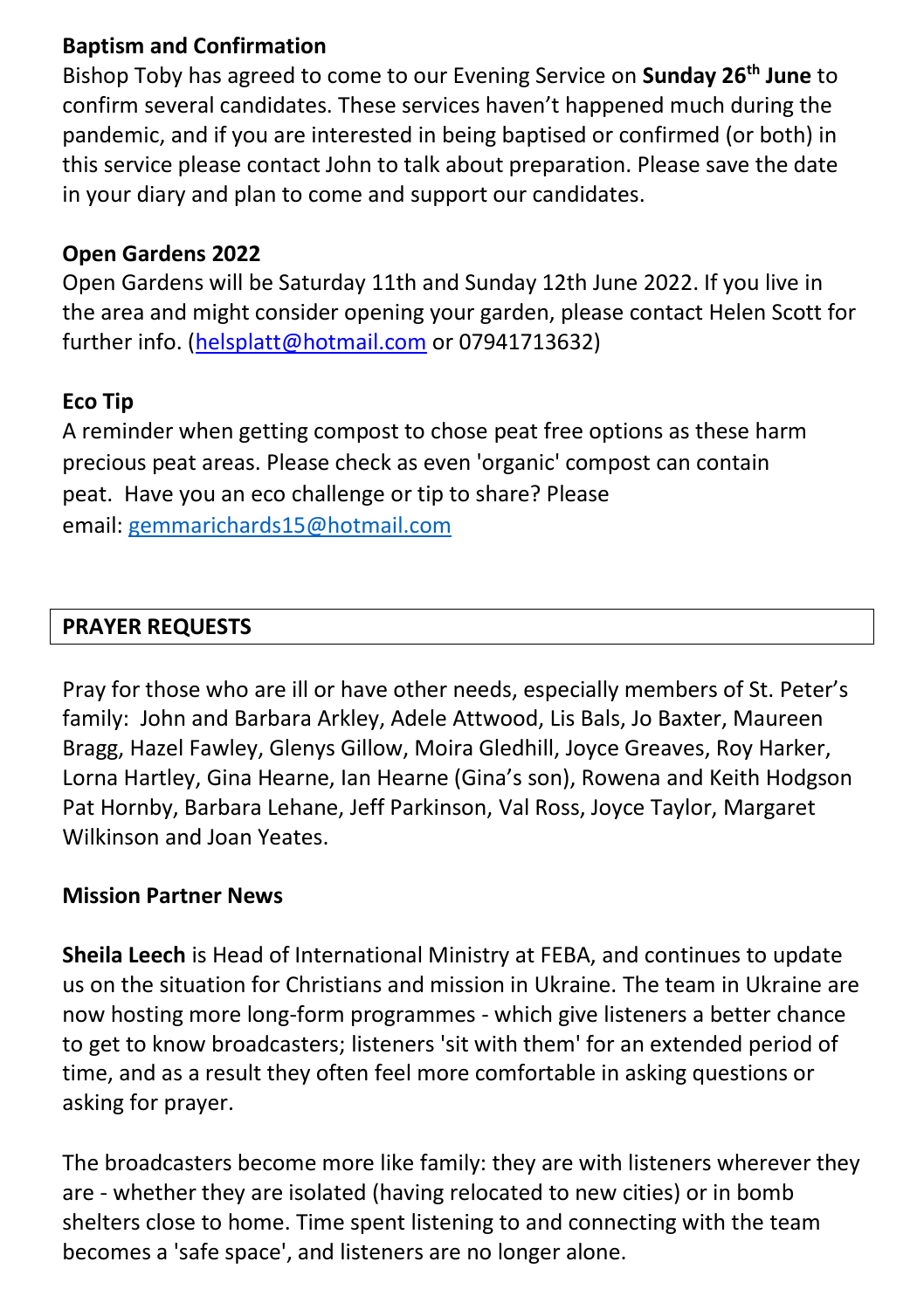**Baptism and Confirmation**

Bishop Toby has agreed to come to our Evening Service on **Sunday 26th June** to confirm several candidates. These services haven't happened much during the pandemic, and if you are interested in being baptised or confirmed (or both) in this service please contact John to talk about preparation. Please save the date in your diary and plan to come and support our candidates.

**Open Gardens 2022**

Open Gardens will be Saturday 11th and Sunday 12th June 2022. If you live in the area and might consider opening your garden, please contact Helen Scott for further info. (helsplatt@hotmail.com or 07941713632)

**Eco Tip**

A reminder when getting compost to chose peat free options as these harm precious peat areas. Please check as even 'organic' compost can contain peat. Have you an eco challenge or tip to share? Please email: gemmarichards15@hotmail.com

## PRAYER REQUESTS

Pray for those who are ill or have other needs, especially members of St. Peter's family: John and Barbara Arkley, Adele Attwood, Lis Bals, Jo Baxter, Maureen Bragg, Hazel Fawley, Glenys Gillow, Moira Gledhill, Joyce Greaves, Roy Harker, Lorna Hartley, Gina Hearne, Ian Hearne (Gina's son), Rowena and Keith Hodgson Pat Hornby, Barbara Lehane, Jeff Parkinson, Val Ross, Joyce Taylor, Margaret Wilkinson and Joan Yeates.

**Mission Partner News**

**Sheila Leech** is Head of International Ministry at FEBA, and continues to update us on the situation for Christians and mission in Ukraine. The team in Ukraine are now hosting more long-form programmes - which give listeners a better chance to get to know broadcasters; listeners 'sit with them' for an extended period of time, and as a result they often feel more comfortable in asking questions or asking for prayer.

The broadcasters become more like family: they are with listeners wherever they are - whether they are isolated (having relocated to new cities) or in bomb shelters close to home. Time spent listening to and connecting with the team becomes a 'safe space', and listeners are no longer alone.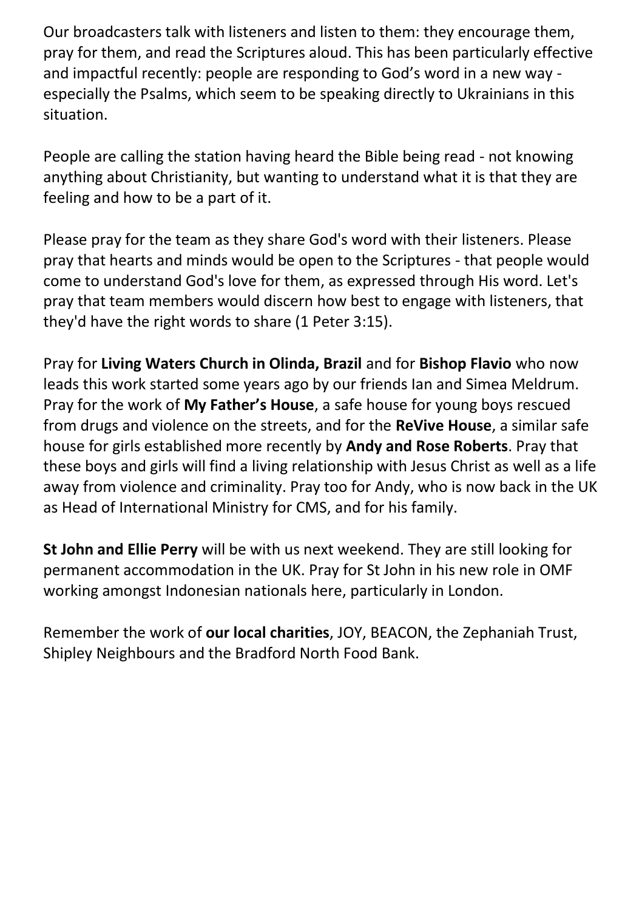Our broadcasters talk with listeners and listen to them: they encourage them, pray for them, and read the Scriptures aloud. This has been particularly effective and impactful recently: people are responding to God's word in a new way - especially the Psalms, which seem to be speaking directly to Ukrainians in this situation.

People are calling the station having heard the Bible being read - not knowing anything about Christianity, but wanting to understand what it is that they are feeling and how to be a part of it.

Please pray for the team as they share God's word with their listeners. Please pray that hearts and minds would be open to the Scriptures - that people would come to understand God's love for them, as expressed through His word. Let's pray that team members would discern how best to engage with listeners, that they'd have the right words to share (1 Peter 3:15).

Pray for **Living Waters Church in Olinda, Brazil** and for **Bishop Flavio** who now leads this work started some years ago by our friends Ian and Simea Meldrum. Pray for the work of **My Father's House**, a safe house for young boys rescued from drugs and violence on the streets, and for the **ReVive House**, a similar safe house for girls established more recently by **Andy and Rose Roberts**. Pray that these boys and girls will find a living relationship with Jesus Christ as well as a life away from violence and criminality. Pray too for Andy, who is now back in the UK as Head of International Ministry for CMS, and for his family.

**St John and Ellie Perry** will be with us next weekend. They are still looking for permanent accommodation in the UK. Pray for St John in his new role in OMF working amongst Indonesian nationals here, particularly in London.

Remember the work of **our local charities**, JOY, BEACON, the Zephaniah Trust, Shipley Neighbours and the Bradford North Food Bank.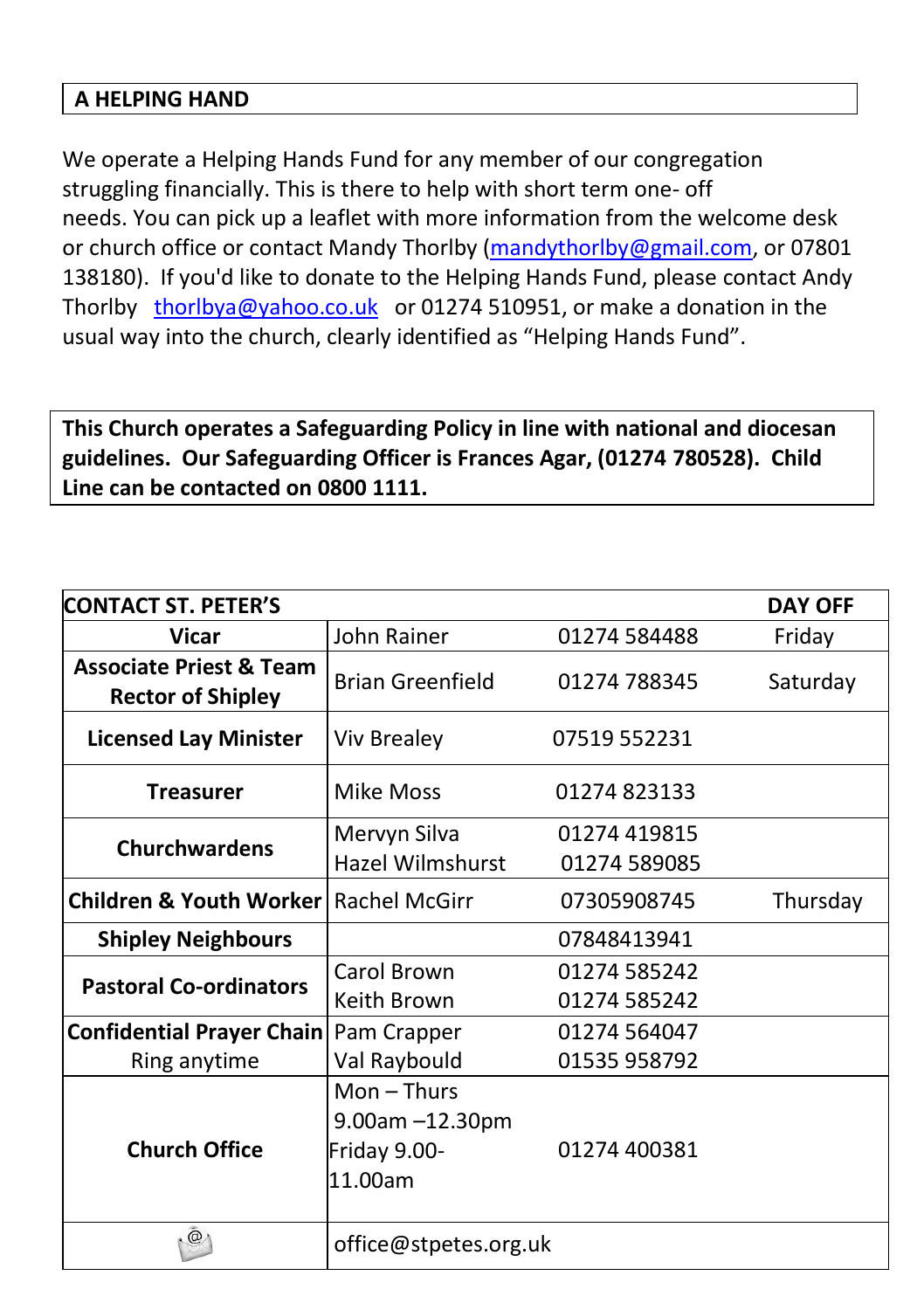## A HELPING HAND

We operate a Helping Hands Fund for any member of our congregation struggling financially. This is there to help with short term one- off needs. You can pick up a leaflet with more information from the welcome desk or church office or contact Mandy Thorlby (mandythorlby@gmail.com, or 07801 138180). If you'd like to donate to the Helping Hands Fund, please contact Andy Thorlby thorlbya@yahoo.co.uk or 01274 510951, or make a donation in the usual way into the church, clearly identified as "Helping Hands Fund".

**This Church operates a Safeguarding Policy in line with national and diocesan guidelines. Our Safeguarding Officer is Frances Agar, (01274 780528). Child Line can be contacted on 0800 1111.**

| CONTACT ST. PETER'S | | | DAY OFF |
|---|---|---|---|
| **Vicar** | John Rainer | 01274 584488 | Friday |
| **Associate Priest & Team Rector of Shipley** | Brian Greenfield | 01274 788345 | Saturday |
| **Licensed Lay Minister** | Viv Brealey | 07519 552231 | |
| **Treasurer** | Mike Moss | 01274 823133 | |
| **Churchwardens** | Mervyn Silva<br>Hazel Wilmshurst | 01274 419815<br>01274 589085 | |
| **Children & Youth Worker** | Rachel McGirr | 07305908745 | Thursday |
| **Shipley Neighbours** | | 07848413941 | |
| **Pastoral Co-ordinators** | Carol Brown<br>Keith Brown | 01274 585242<br>01274 585242 | |
| **Confidential Prayer Chain**<br>Ring anytime | Pam Crapper<br>Val Raybould | 01274 564047<br>01535 958792 | |
| **Church Office** | Mon – Thurs 9.00am –12.30pm<br>Friday 9.00-11.00am | 01274 400381 | |
| | office@stpetes.org.uk | | |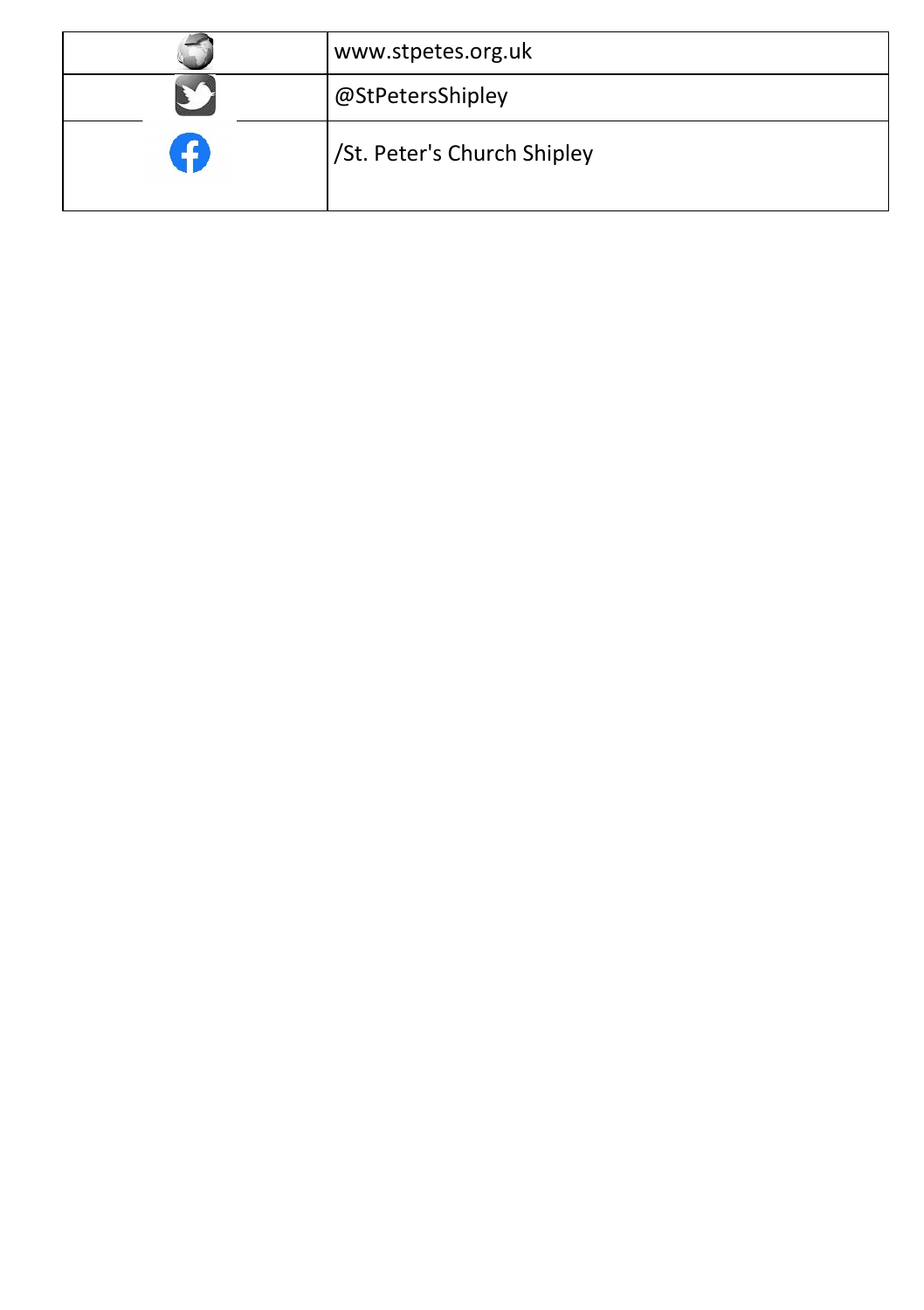| | |
|---|---|
| | www.stpetes.org.uk |
| | @StPetersShipley |
| | /St. Peter's Church Shipley |